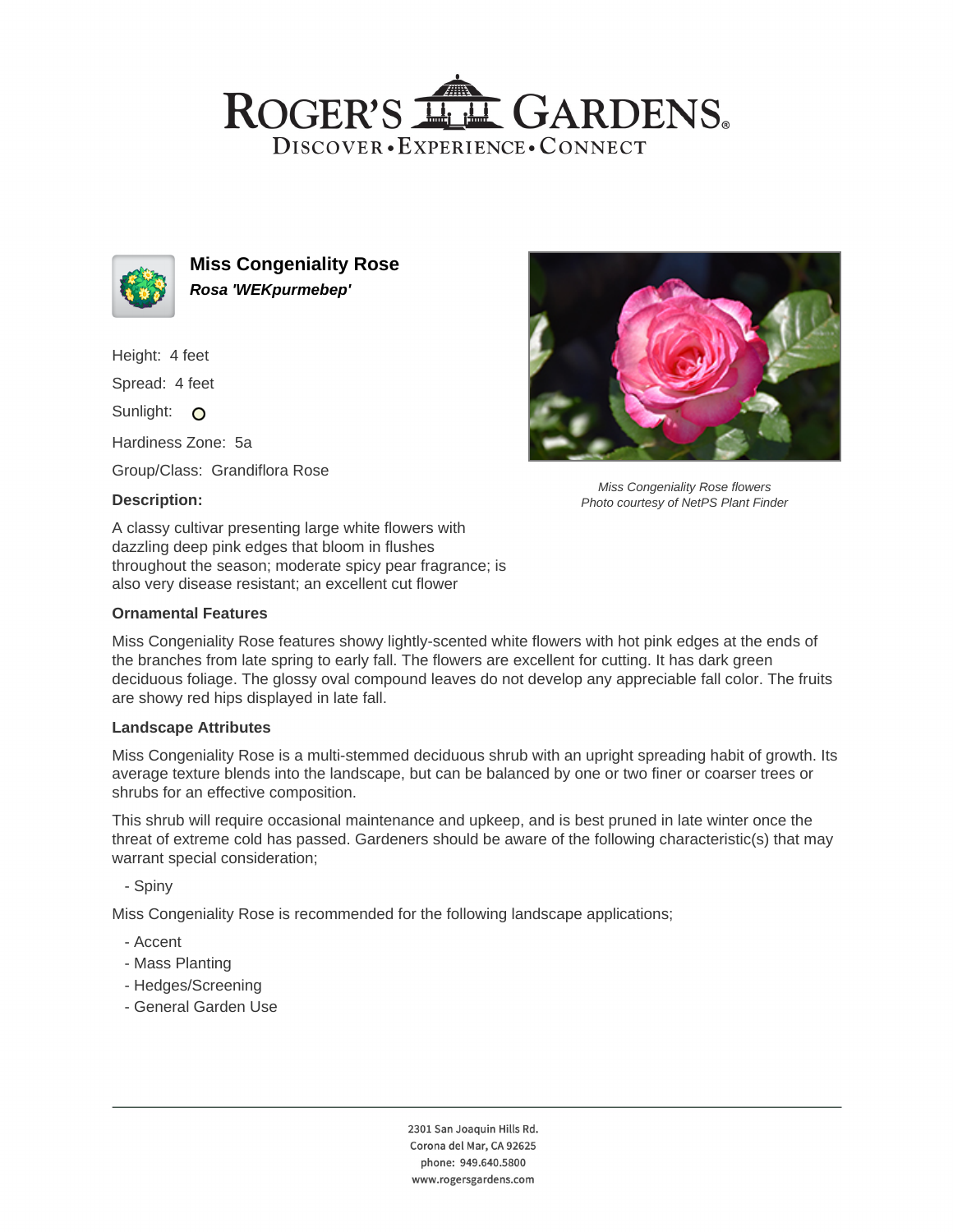# Miss Congeniality Rose

***Rosa 'WEKpurmebep'***

Height: 4 feet

Spread: 4 feet

Sunlight: O

Hardiness Zone: 5a

Group/Class: Grandiflora Rose

*Miss Congeniality Rose flowers*
*Photo courtesy of NetPS Plant Finder*

### Description:

A classy cultivar presenting large white flowers with dazzling deep pink edges that bloom in flushes throughout the season; moderate spicy pear fragrance; is also very disease resistant; an excellent cut flower

### Ornamental Features

Miss Congeniality Rose features showy lightly-scented white flowers with hot pink edges at the ends of the branches from late spring to early fall. The flowers are excellent for cutting. It has dark green deciduous foliage. The glossy oval compound leaves do not develop any appreciable fall color. The fruits are showy red hips displayed in late fall.

### Landscape Attributes

Miss Congeniality Rose is a multi-stemmed deciduous shrub with an upright spreading habit of growth. Its average texture blends into the landscape, but can be balanced by one or two finer or coarser trees or shrubs for an effective composition.

This shrub will require occasional maintenance and upkeep, and is best pruned in late winter once the threat of extreme cold has passed. Gardeners should be aware of the following characteristic(s) that may warrant special consideration;

- Spiny

Miss Congeniality Rose is recommended for the following landscape applications;

- Accent
- Mass Planting
- Hedges/Screening
- General Garden Use

2301 San Joaquin Hills Rd.
Corona del Mar, CA 92625
phone: 949.640.5800
www.rogersgardens.com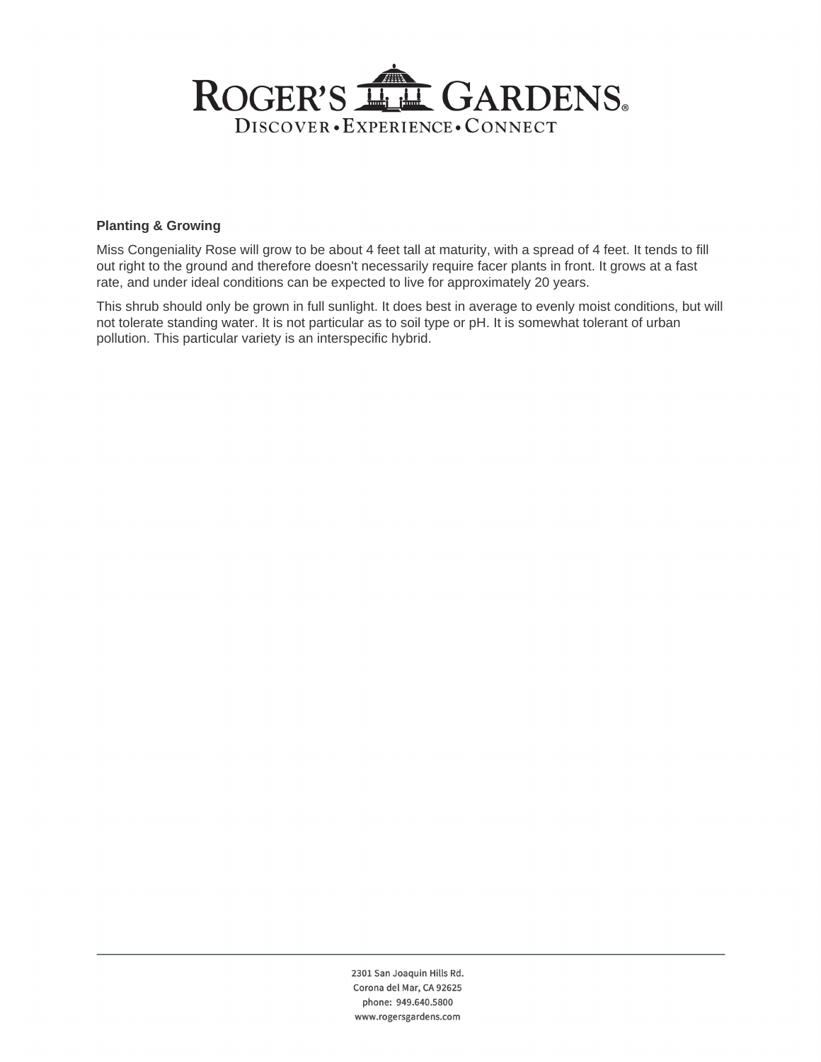### Planting & Growing

Miss Congeniality Rose will grow to be about 4 feet tall at maturity, with a spread of 4 feet. It tends to fill out right to the ground and therefore doesn't necessarily require facer plants in front. It grows at a fast rate, and under ideal conditions can be expected to live for approximately 20 years.

This shrub should only be grown in full sunlight. It does best in average to evenly moist conditions, but will not tolerate standing water. It is not particular as to soil type or pH. It is somewhat tolerant of urban pollution. This particular variety is an interspecific hybrid.